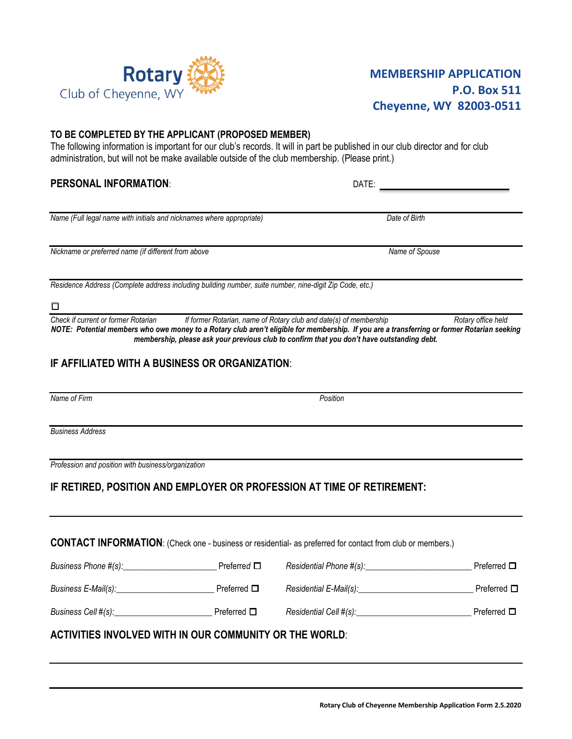Rotary Club of Cheyenne, WY

# MEMBERSHIP APPLICATION
**P.O. Box 511**
**Cheyenne, WY 82003-0511**

**TO BE COMPLETED BY THE APPLICANT (PROPOSED MEMBER)**

The following information is important for our club's records. It will in part be published in our club director and for club administration, but will not be make available outside of the club membership. (Please print.)

## PERSONAL INFORMATION:

DATE: ____________________

*Name (Full legal name with initials and nicknames where appropriate)* *Date of Birth*

*Nickname or preferred name (if different from above* *Name of Spouse*

*Residence Address (Complete address including building number, suite number, nine-digit Zip Code, etc.)*

☐

*Check if current or former Rotarian* *If former Rotarian, name of Rotary club and date(s) of membership* *Rotary office held*

***NOTE: Potential members who owe money to a Rotary club aren't eligible for membership. If you are a transferring or former Rotarian seeking membership, please ask your previous club to confirm that you don't have outstanding debt.***

## IF AFFILIATED WITH A BUSINESS OR ORGANIZATION:

*Name of Firm* *Position*

*Business Address*

*Profession and position with business/organization*

## IF RETIRED, POSITION AND EMPLOYER OR PROFESSION AT TIME OF RETIREMENT:

______________________________________________________________________

**CONTACT INFORMATION**: (Check one - business or residential- as preferred for contact from club or members.)

*Business Phone #(s):*____________________ Preferred ☐ *Residential Phone #(s):*______________________ Preferred ☐

*Business E-Mail(s):*_____________________ Preferred ☐ *Residential E-Mail(s):*________________________ Preferred ☐

*Business Cell #(s):*_____________________ Preferred ☐ *Residential Cell #(s):*________________________ Preferred ☐

## ACTIVITIES INVOLVED WITH IN OUR COMMUNITY OR THE WORLD:

______________________________________________________________________

______________________________________________________________________

**Rotary Club of Cheyenne Membership Application Form 2.5.2020**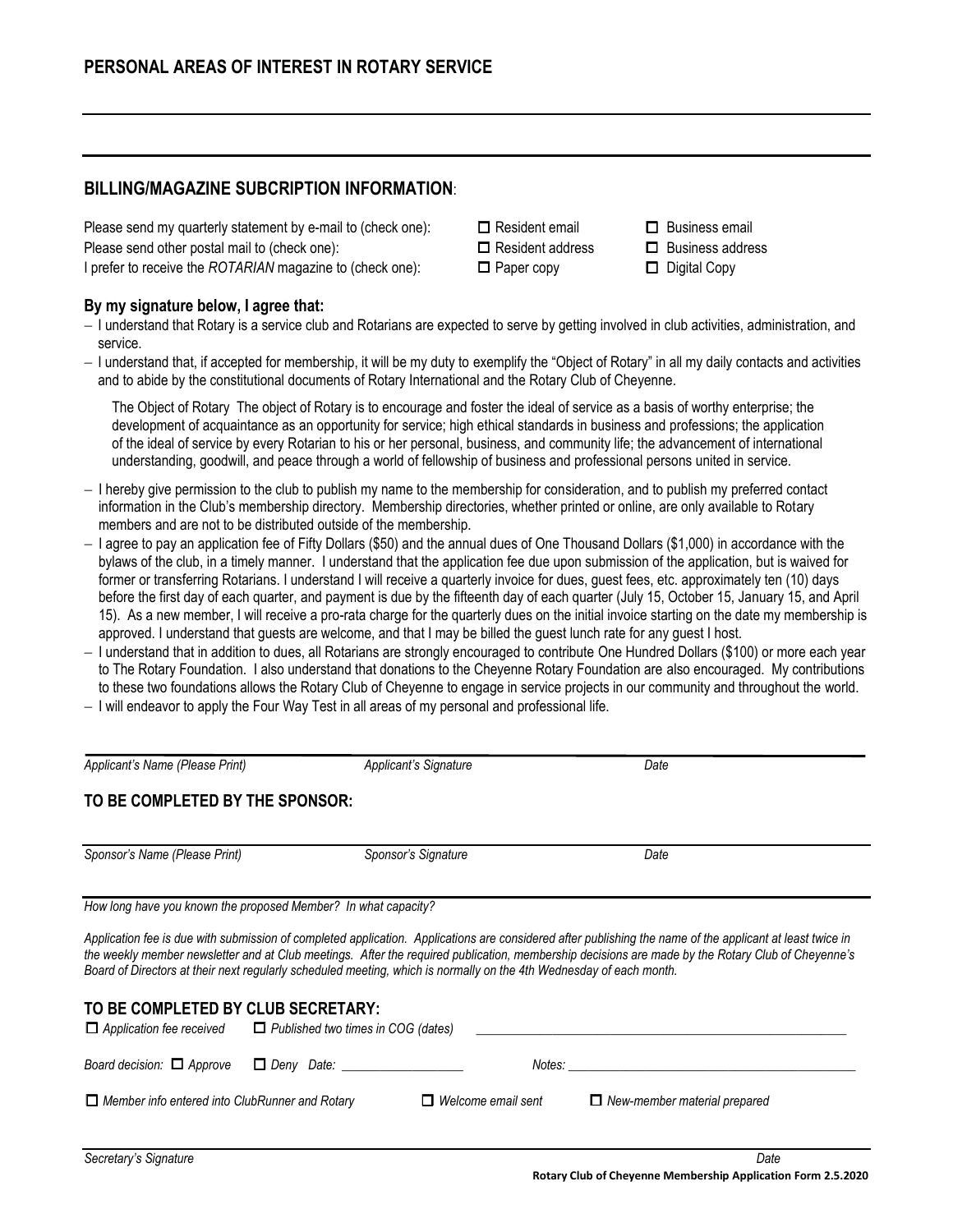## PERSONAL AREAS OF INTEREST IN ROTARY SERVICE

## BILLING/MAGAZINE SUBCRIPTION INFORMATION:

| | | |
|---|---|---|
| Please send my quarterly statement by e-mail to (check one): | ☐ Resident email | ☐ Business email |
| Please send other postal mail to (check one): | ☐ Resident address | ☐ Business address |
| I prefer to receive the *ROTARIAN* magazine to (check one): | ☐ Paper copy | ☐ Digital Copy |

### By my signature below, I agree that:

- I understand that Rotary is a service club and Rotarians are expected to serve by getting involved in club activities, administration, and service.
- I understand that, if accepted for membership, it will be my duty to exemplify the "Object of Rotary" in all my daily contacts and activities and to abide by the constitutional documents of Rotary International and the Rotary Club of Cheyenne.

  The Object of Rotary The object of Rotary is to encourage and foster the ideal of service as a basis of worthy enterprise; the development of acquaintance as an opportunity for service; high ethical standards in business and professions; the application of the ideal of service by every Rotarian to his or her personal, business, and community life; the advancement of international understanding, goodwill, and peace through a world of fellowship of business and professional persons united in service.

- I hereby give permission to the club to publish my name to the membership for consideration, and to publish my preferred contact information in the Club's membership directory. Membership directories, whether printed or online, are only available to Rotary members and are not to be distributed outside of the membership.
- I agree to pay an application fee of Fifty Dollars ($50) and the annual dues of One Thousand Dollars ($1,000) in accordance with the bylaws of the club, in a timely manner. I understand that the application fee due upon submission of the application, but is waived for former or transferring Rotarians. I understand I will receive a quarterly invoice for dues, guest fees, etc. approximately ten (10) days before the first day of each quarter, and payment is due by the fifteenth day of each quarter (July 15, October 15, January 15, and April 15). As a new member, I will receive a pro-rata charge for the quarterly dues on the initial invoice starting on the date my membership is approved. I understand that guests are welcome, and that I may be billed the guest lunch rate for any guest I host.
- I understand that in addition to dues, all Rotarians are strongly encouraged to contribute One Hundred Dollars ($100) or more each year to The Rotary Foundation. I also understand that donations to the Cheyenne Rotary Foundation are also encouraged. My contributions to these two foundations allows the Rotary Club of Cheyenne to engage in service projects in our community and throughout the world.
- I will endeavor to apply the Four Way Test in all areas of my personal and professional life.

*Applicant's Name (Please Print)* *Applicant's Signature* *Date*

## TO BE COMPLETED BY THE SPONSOR:

*Sponsor's Name (Please Print)* *Sponsor's Signature* *Date*

*How long have you known the proposed Member? In what capacity?*

*Application fee is due with submission of completed application. Applications are considered after publishing the name of the applicant at least twice in the weekly member newsletter and at Club meetings. After the required publication, membership decisions are made by the Rotary Club of Cheyenne's Board of Directors at their next regularly scheduled meeting, which is normally on the 4th Wednesday of each month.*

## TO BE COMPLETED BY CLUB SECRETARY:

☐ *Application fee received* ☐ *Published two times in COG (dates)* ____________________

*Board decision:* ☐ *Approve* ☐ *Deny Date:* __________________ *Notes:* ____________________

☐ *Member info entered into ClubRunner and Rotary* ☐ *Welcome email sent* ☐ *New-member material prepared*

*Secretary's Signature* *Date*

**Rotary Club of Cheyenne Membership Application Form 2.5.2020**